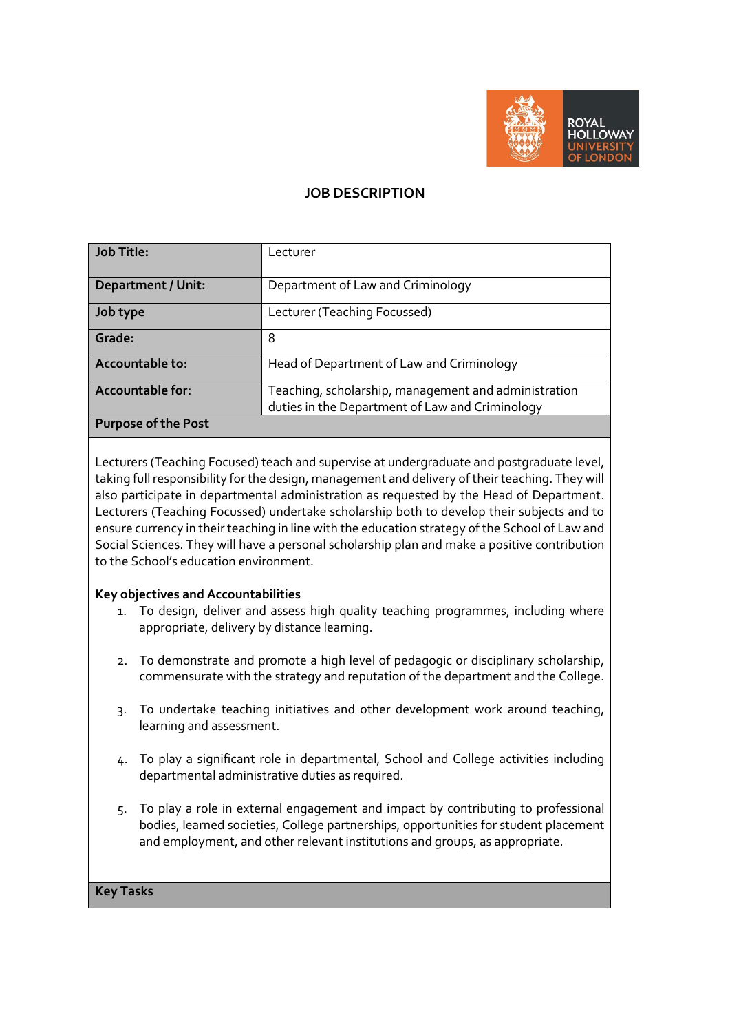# JOB DESCRIPTION

| Job Title: | Lecturer |
|---|---|
| Department / Unit: | Department of Law and Criminology |
| Job type | Lecturer (Teaching Focussed) |
| Grade: | 8 |
| Accountable to: | Head of Department of Law and Criminology |
| Accountable for: | Teaching, scholarship, management and administration duties in the Department of Law and Criminology |

## Purpose of the Post

Lecturers (Teaching Focused) teach and supervise at undergraduate and postgraduate level, taking full responsibility for the design, management and delivery of their teaching. They will also participate in departmental administration as requested by the Head of Department. Lecturers (Teaching Focussed) undertake scholarship both to develop their subjects and to ensure currency in their teaching in line with the education strategy of the School of Law and Social Sciences. They will have a personal scholarship plan and make a positive contribution to the School's education environment.

**Key objectives and Accountabilities**

1. To design, deliver and assess high quality teaching programmes, including where appropriate, delivery by distance learning.

2. To demonstrate and promote a high level of pedagogic or disciplinary scholarship, commensurate with the strategy and reputation of the department and the College.

3. To undertake teaching initiatives and other development work around teaching, learning and assessment.

4. To play a significant role in departmental, School and College activities including departmental administrative duties as required.

5. To play a role in external engagement and impact by contributing to professional bodies, learned societies, College partnerships, opportunities for student placement and employment, and other relevant institutions and groups, as appropriate.

## Key Tasks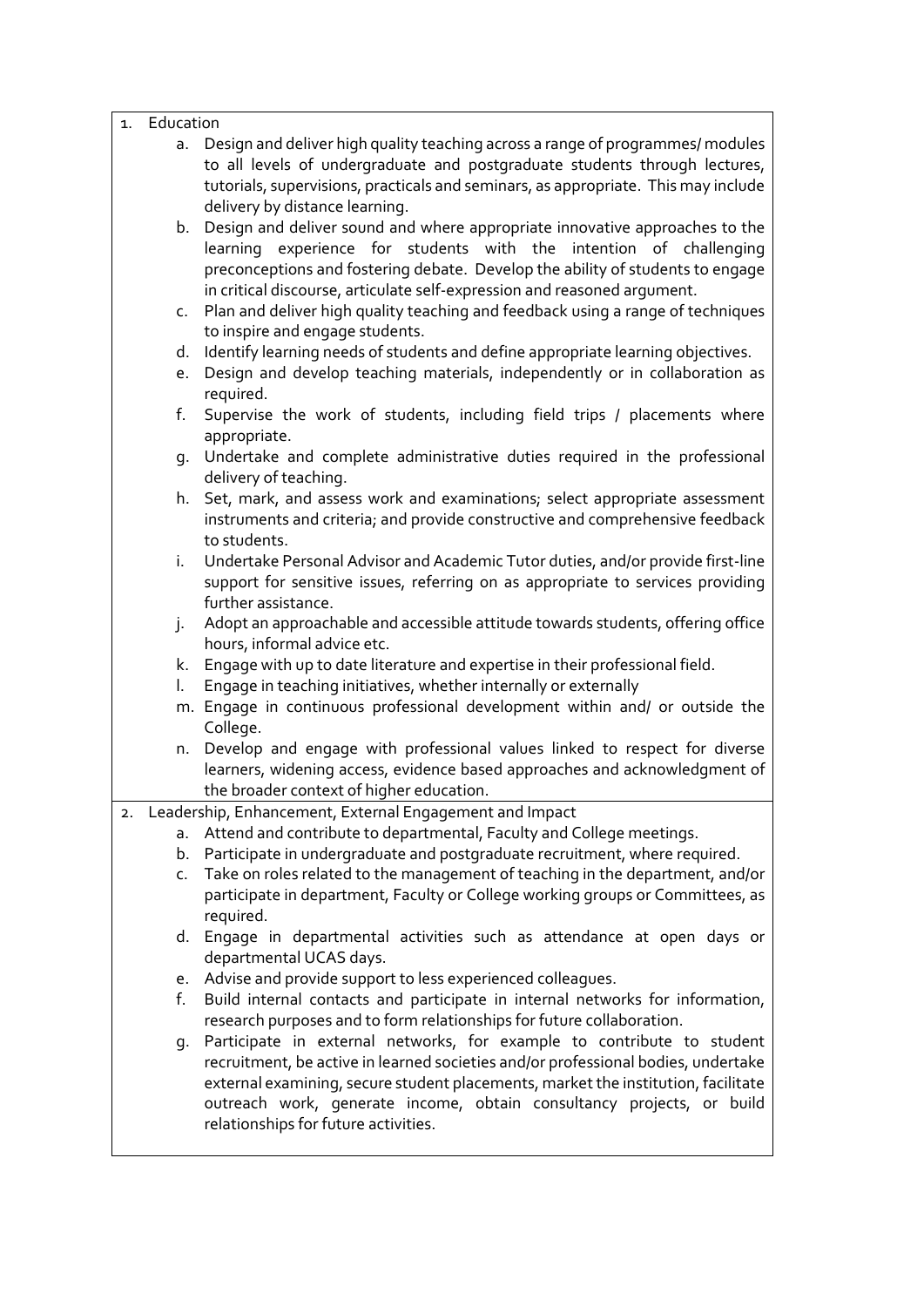1. Education
    a. Design and deliver high quality teaching across a range of programmes/ modules to all levels of undergraduate and postgraduate students through lectures, tutorials, supervisions, practicals and seminars, as appropriate. This may include delivery by distance learning.
    b. Design and deliver sound and where appropriate innovative approaches to the learning experience for students with the intention of challenging preconceptions and fostering debate. Develop the ability of students to engage in critical discourse, articulate self-expression and reasoned argument.
    c. Plan and deliver high quality teaching and feedback using a range of techniques to inspire and engage students.
    d. Identify learning needs of students and define appropriate learning objectives.
    e. Design and develop teaching materials, independently or in collaboration as required.
    f. Supervise the work of students, including field trips / placements where appropriate.
    g. Undertake and complete administrative duties required in the professional delivery of teaching.
    h. Set, mark, and assess work and examinations; select appropriate assessment instruments and criteria; and provide constructive and comprehensive feedback to students.
    i. Undertake Personal Advisor and Academic Tutor duties, and/or provide first-line support for sensitive issues, referring on as appropriate to services providing further assistance.
    j. Adopt an approachable and accessible attitude towards students, offering office hours, informal advice etc.
    k. Engage with up to date literature and expertise in their professional field.
    l. Engage in teaching initiatives, whether internally or externally
    m. Engage in continuous professional development within and/ or outside the College.
    n. Develop and engage with professional values linked to respect for diverse learners, widening access, evidence based approaches and acknowledgment of the broader context of higher education.
2. Leadership, Enhancement, External Engagement and Impact
    a. Attend and contribute to departmental, Faculty and College meetings.
    b. Participate in undergraduate and postgraduate recruitment, where required.
    c. Take on roles related to the management of teaching in the department, and/or participate in department, Faculty or College working groups or Committees, as required.
    d. Engage in departmental activities such as attendance at open days or departmental UCAS days.
    e. Advise and provide support to less experienced colleagues.
    f. Build internal contacts and participate in internal networks for information, research purposes and to form relationships for future collaboration.
    g. Participate in external networks, for example to contribute to student recruitment, be active in learned societies and/or professional bodies, undertake external examining, secure student placements, market the institution, facilitate outreach work, generate income, obtain consultancy projects, or build relationships for future activities.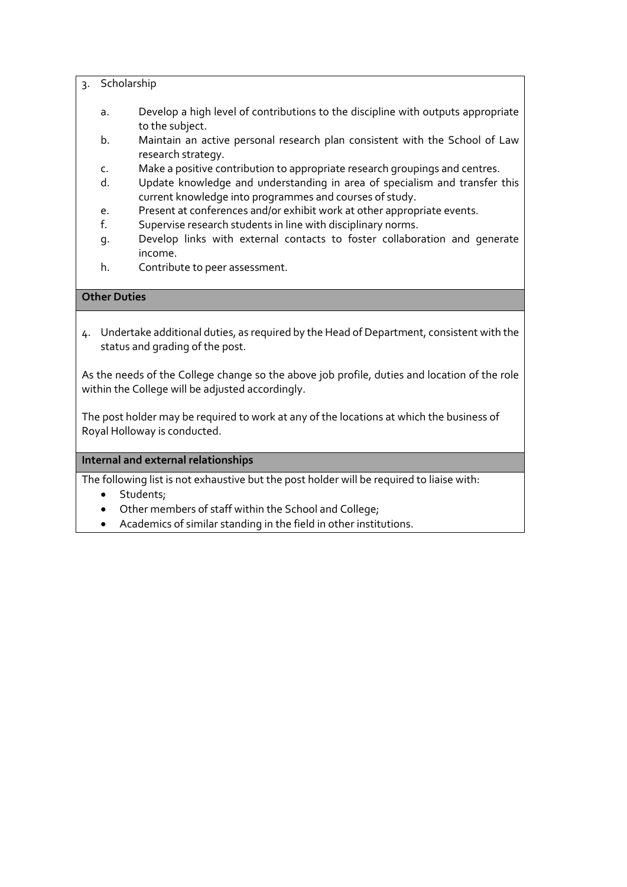3. Scholarship

    a. Develop a high level of contributions to the discipline with outputs appropriate to the subject.
    b. Maintain an active personal research plan consistent with the School of Law research strategy.
    c. Make a positive contribution to appropriate research groupings and centres.
    d. Update knowledge and understanding in area of specialism and transfer this current knowledge into programmes and courses of study.
    e. Present at conferences and/or exhibit work at other appropriate events.
    f. Supervise research students in line with disciplinary norms.
    g. Develop links with external contacts to foster collaboration and generate income.
    h. Contribute to peer assessment.

**Other Duties**

4. Undertake additional duties, as required by the Head of Department, consistent with the status and grading of the post.

As the needs of the College change so the above job profile, duties and location of the role within the College will be adjusted accordingly.

The post holder may be required to work at any of the locations at which the business of Royal Holloway is conducted.

**Internal and external relationships**

The following list is not exhaustive but the post holder will be required to liaise with:

- Students;
- Other members of staff within the School and College;
- Academics of similar standing in the field in other institutions.